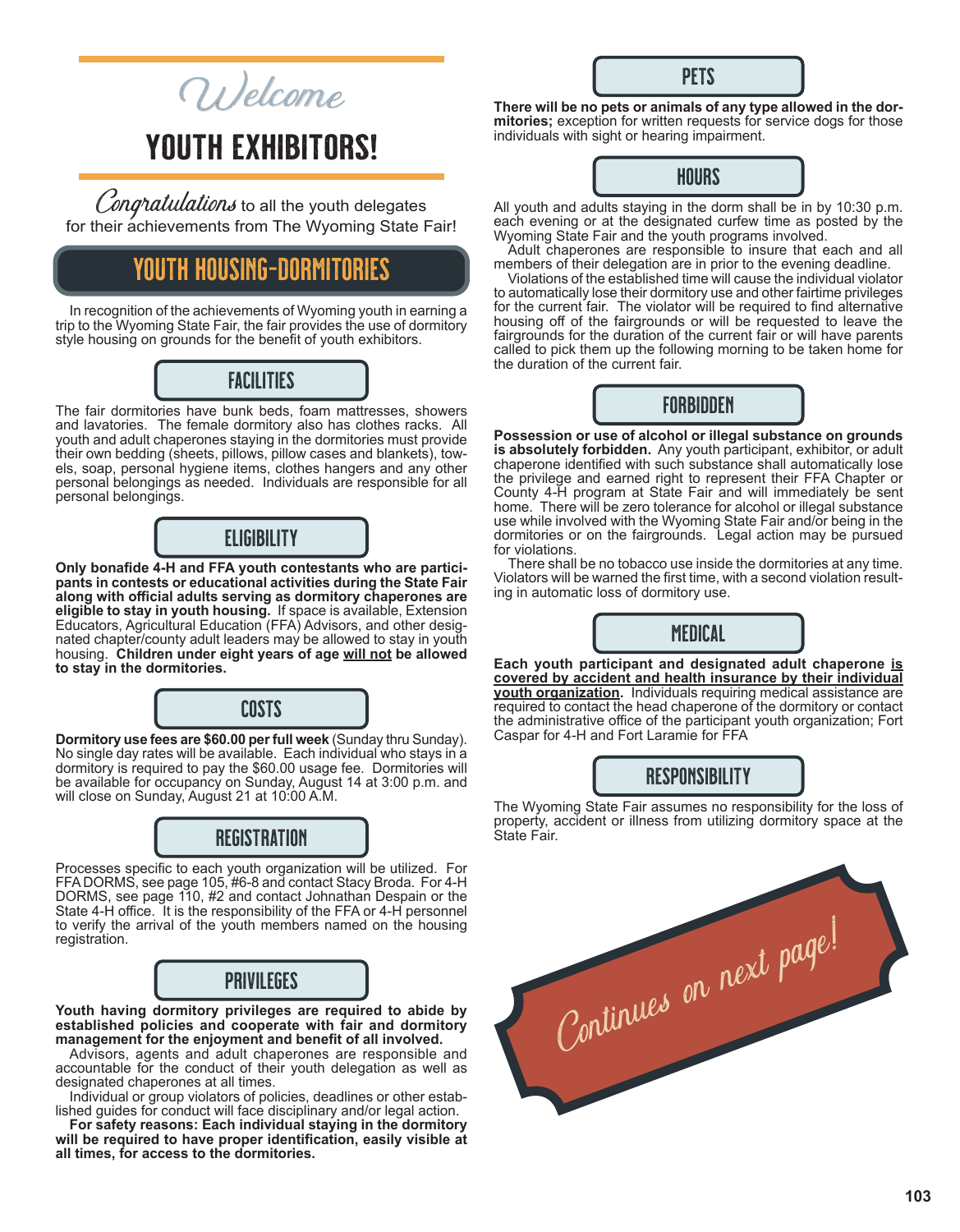# Welcome

# YOUTH EXHIBITORS!

*Congratulations* to all the youth delegates for their achievements from The Wyoming State Fair!

## YOUTH HOUSING-DORMITORIES

In recognition of the achievements of Wyoming youth in earning a trip to the Wyoming State Fair, the fair provides the use of dormitory style housing on grounds for the benefit of youth exhibitors.

### FACILITIES

The fair dormitories have bunk beds, foam mattresses, showers and lavatories. The female dormitory also has clothes racks. All youth and adult chaperones staying in the dormitories must provide their own bedding (sheets, pillows, pillow cases and blankets), towels, soap, personal hygiene items, clothes hangers and any other personal belongings as needed. Individuals are responsible for all personal belongings.

### ELIGIBILITY

**Only bonafide 4-H and FFA youth contestants who are participants in contests or educational activities during the State Fair along with official adults serving as dormitory chaperones are eligible to stay in youth housing.** If space is available, Extension Educators, Agricultural Education (FFA) Advisors, and other designated chapter/county adult leaders may be allowed to stay in youth housing. **Children under eight years of age <u>will not</u> be allowed to stay in the dormitories.**

### COSTS

**Dormitory use fees are $60.00 per full week** (Sunday thru Sunday). No single day rates will be available. Each individual who stays in a dormitory is required to pay the $60.00 usage fee. Dormitories will be available for occupancy on Sunday, August 14 at 3:00 p.m. and will close on Sunday, August 21 at 10:00 A.M.

### REGISTRATION

Processes specific to each youth organization will be utilized. For FFA DORMS, see page 105, #6-8 and contact Stacy Broda. For 4-H DORMS, see page 110, #2 and contact Johnathan Despain or the State 4-H office. It is the responsibility of the FFA or 4-H personnel to verify the arrival of the youth members named on the housing registration.

### PRIVILEGES

**Youth having dormitory privileges are required to abide by established policies and cooperate with fair and dormitory management for the enjoyment and benefit of all involved.**

Advisors, agents and adult chaperones are responsible and accountable for the conduct of their youth delegation as well as designated chaperones at all times.

Individual or group violators of policies, deadlines or other established guides for conduct will face disciplinary and/or legal action.

**For safety reasons: Each individual staying in the dormitory will be required to have proper identification, easily visible at all times, for access to the dormitories.**

### PETS

**There will be no pets or animals of any type allowed in the dormitories;** exception for written requests for service dogs for those individuals with sight or hearing impairment.

### HOURS

All youth and adults staying in the dorm shall be in by 10:30 p.m. each evening or at the designated curfew time as posted by the Wyoming State Fair and the youth programs involved.

Adult chaperones are responsible to insure that each and all members of their delegation are in prior to the evening deadline.

Violations of the established time will cause the individual violator to automatically lose their dormitory use and other fairtime privileges for the current fair. The violator will be required to find alternative housing off of the fairgrounds or will be requested to leave the fairgrounds for the duration of the current fair or will have parents called to pick them up the following morning to be taken home for the duration of the current fair.

### FORBIDDEN

**Possession or use of alcohol or illegal substance on grounds is absolutely forbidden.** Any youth participant, exhibitor, or adult chaperone identified with such substance shall automatically lose the privilege and earned right to represent their FFA Chapter or County 4-H program at State Fair and will immediately be sent home. There will be zero tolerance for alcohol or illegal substance use while involved with the Wyoming State Fair and/or being in the dormitories or on the fairgrounds. Legal action may be pursued for violations.

There shall be no tobacco use inside the dormitories at any time. Violators will be warned the first time, with a second violation resulting in automatic loss of dormitory use.

### MEDICAL

**Each youth participant and designated adult chaperone <u>is covered by accident and health insurance by their individual youth organization</u>.** Individuals requiring medical assistance are required to contact the head chaperone of the dormitory or contact the administrative office of the participant youth organization; Fort Caspar for 4-H and Fort Laramie for FFA

### RESPONSIBILITY

The Wyoming State Fair assumes no responsibility for the loss of property, accident or illness from utilizing dormitory space at the State Fair.

*Continues on next page!*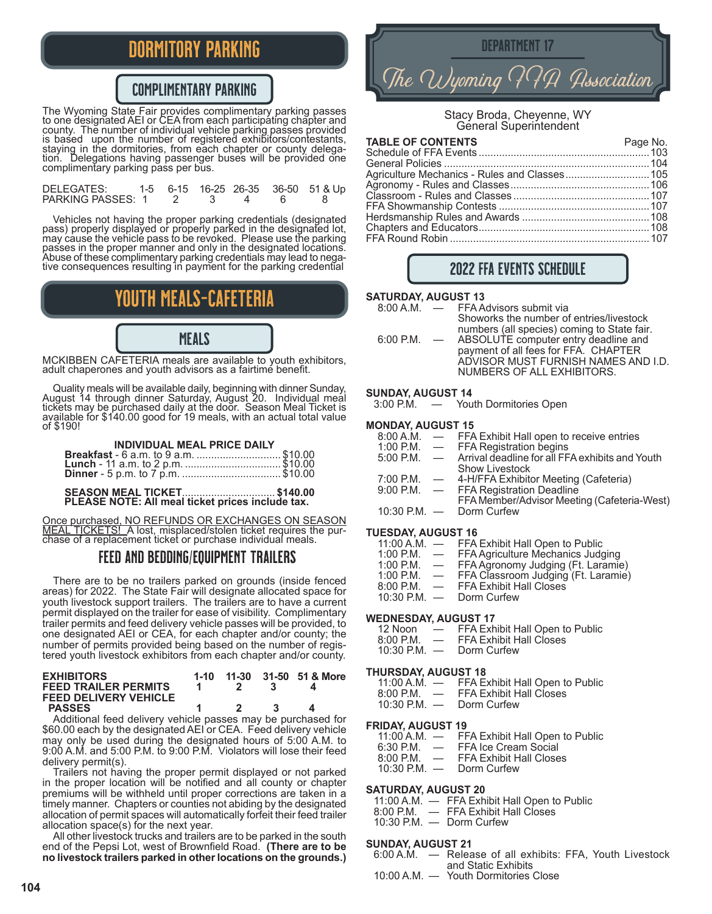# DORMITORY PARKING

## COMPLIMENTARY PARKING

The Wyoming State Fair provides complimentary parking passes to one designated AEI or CEA from each participating chapter and county. The number of individual vehicle parking passes provided is based upon the number of registered exhibitors/contestants, staying in the dormitories, from each chapter or county delegation. Delegations having passenger buses will be provided one complimentary parking pass per bus.

| DELEGATES: | 1-5 | 6-15 | 16-25 | 26-35 | 36-50 | 51 & Up |
|---|---|---|---|---|---|---|
| PARKING PASSES: | 1 | 2 | 3 | 4 | 6 | 8 |

Vehicles not having the proper parking credentials (designated pass) properly displayed or properly parked in the designated lot, may cause the vehicle pass to be revoked. Please use the parking passes in the proper manner and only in the designated locations. Abuse of these complimentary parking credentials may lead to negative consequences resulting in payment for the parking credential

# YOUTH MEALS-CAFETERIA

## MEALS

MCKIBBEN CAFETERIA meals are available to youth exhibitors, adult chaperones and youth advisors as a fairtime benefit.

Quality meals will be available daily, beginning with dinner Sunday, August 14 through dinner Saturday, August 20. Individual meal tickets may be purchased daily at the door. Season Meal Ticket is available for $140.00 good for 19 meals, with an actual total value of $190!

**INDIVIDUAL MEAL PRICE DAILY**

**Breakfast** - 6 a.m. to 9 a.m. .............................. $10.00
**Lunch** - 11 a.m. to 2 p.m. .................................. $10.00
**Dinner** - 5 p.m. to 7 p.m. ................................... $10.00

**SEASON MEAL TICKET**................................ **$140.00**
**PLEASE NOTE: All meal ticket prices include tax.**

Once purchased, NO REFUNDS OR EXCHANGES ON SEASON MEAL TICKETS! A lost, misplaced/stolen ticket requires the purchase of a replacement ticket or purchase individual meals.

## FEED AND BEDDING/EQUIPMENT TRAILERS

There are to be no trailers parked on grounds (inside fenced areas) for 2022. The State Fair will designate allocated space for youth livestock support trailers. The trailers are to have a current permit displayed on the trailer for ease of visibility. Complimentary trailer permits and feed delivery vehicle passes will be provided, to one designated AEI or CEA, for each chapter and/or county; the number of permits provided being based on the number of registered youth livestock exhibitors from each chapter and/or county.

| **EXHIBITORS** | **1-10** | **11-30** | **31-50** | **51 & More** |
|---|---|---|---|---|
| **FEED TRAILER PERMITS** | **1** | **2** | **3** | **4** |
| **FEED DELIVERY VEHICLE PASSES** | **1** | **2** | **3** | **4** |

Additional feed delivery vehicle passes may be purchased for $60.00 each by the designated AEI or CEA. Feed delivery vehicle may only be used during the designated hours of 5:00 A.M. to 9:00 A.M. and 5:00 P.M. to 9:00 P.M. Violators will lose their feed delivery permit(s).

Trailers not having the proper permit displayed or not parked in the proper location will be notified and all county or chapter premiums will be withheld until proper corrections are taken in a timely manner. Chapters or counties not abiding by the designated allocation of permit spaces will automatically forfeit their feed trailer allocation space(s) for the next year.

All other livestock trucks and trailers are to be parked in the south end of the Pepsi Lot, west of Brownfield Road. **(There are to be no livestock trailers parked in other locations on the grounds.)**

# DEPARTMENT 17

# The Wyoming FFA Association

Stacy Broda, Cheyenne, WY
General Superintendent

| **TABLE OF CONTENTS** | Page No. |
|---|---|
| Schedule of FFA Events | 103 |
| General Policies | 104 |
| Agriculture Mechanics - Rules and Classes | 105 |
| Agronomy - Rules and Classes | 106 |
| Classroom - Rules and Classes | 107 |
| FFA Showmanship Contests | 107 |
| Herdsmanship Rules and Awards | 108 |
| Chapters and Educators | 108 |
| FFA Round Robin | 107 |

## 2022 FFA EVENTS SCHEDULE

**SATURDAY, AUGUST 13**
8:00 A.M. — FFA Advisors submit via Showorks the number of entries/livestock numbers (all species) coming to State fair.
6:00 P.M. — ABSOLUTE computer entry deadline and payment of all fees for FFA. CHAPTER ADVISOR MUST FURNISH NAMES AND I.D. NUMBERS OF ALL EXHIBITORS.

**SUNDAY, AUGUST 14**
3:00 P.M. — Youth Dormitories Open

**MONDAY, AUGUST 15**
8:00 A.M. — FFA Exhibit Hall open to receive entries
1:00 P.M. — FFA Registration begins
5:00 P.M. — Arrival deadline for all FFA exhibits and Youth Show Livestock
7:00 P.M. — 4-H/FFA Exhibitor Meeting (Cafeteria)
9:00 P.M. — FFA Registration Deadline
FFA Member/Advisor Meeting (Cafeteria-West)
10:30 P.M. — Dorm Curfew

**TUESDAY, AUGUST 16**
11:00 A.M. — FFA Exhibit Hall Open to Public
1:00 P.M. — FFA Agriculture Mechanics Judging
1:00 P.M. — FFA Agronomy Judging (Ft. Laramie)
1:00 P.M. — FFA Classroom Judging (Ft. Laramie)
8:00 P.M. — FFA Exhibit Hall Closes
10:30 P.M. — Dorm Curfew

**WEDNESDAY, AUGUST 17**
12 Noon — FFA Exhibit Hall Open to Public
8:00 P.M. — FFA Exhibit Hall Closes
10:30 P.M. — Dorm Curfew

**THURSDAY, AUGUST 18**
11:00 A.M. — FFA Exhibit Hall Open to Public
8:00 P.M. — FFA Exhibit Hall Closes
10:30 P.M. — Dorm Curfew

**FRIDAY, AUGUST 19**
11:00 A.M. — FFA Exhibit Hall Open to Public
6:30 P.M. — FFA Ice Cream Social
8:00 P.M. — FFA Exhibit Hall Closes
10:30 P.M. — Dorm Curfew

**SATURDAY, AUGUST 20**
11:00 A.M. — FFA Exhibit Hall Open to Public
8:00 P.M. — FFA Exhibit Hall Closes
10:30 P.M. — Dorm Curfew

**SUNDAY, AUGUST 21**
6:00 A.M. — Release of all exhibits: FFA, Youth Livestock and Static Exhibits
10:00 A.M. — Youth Dormitories Close